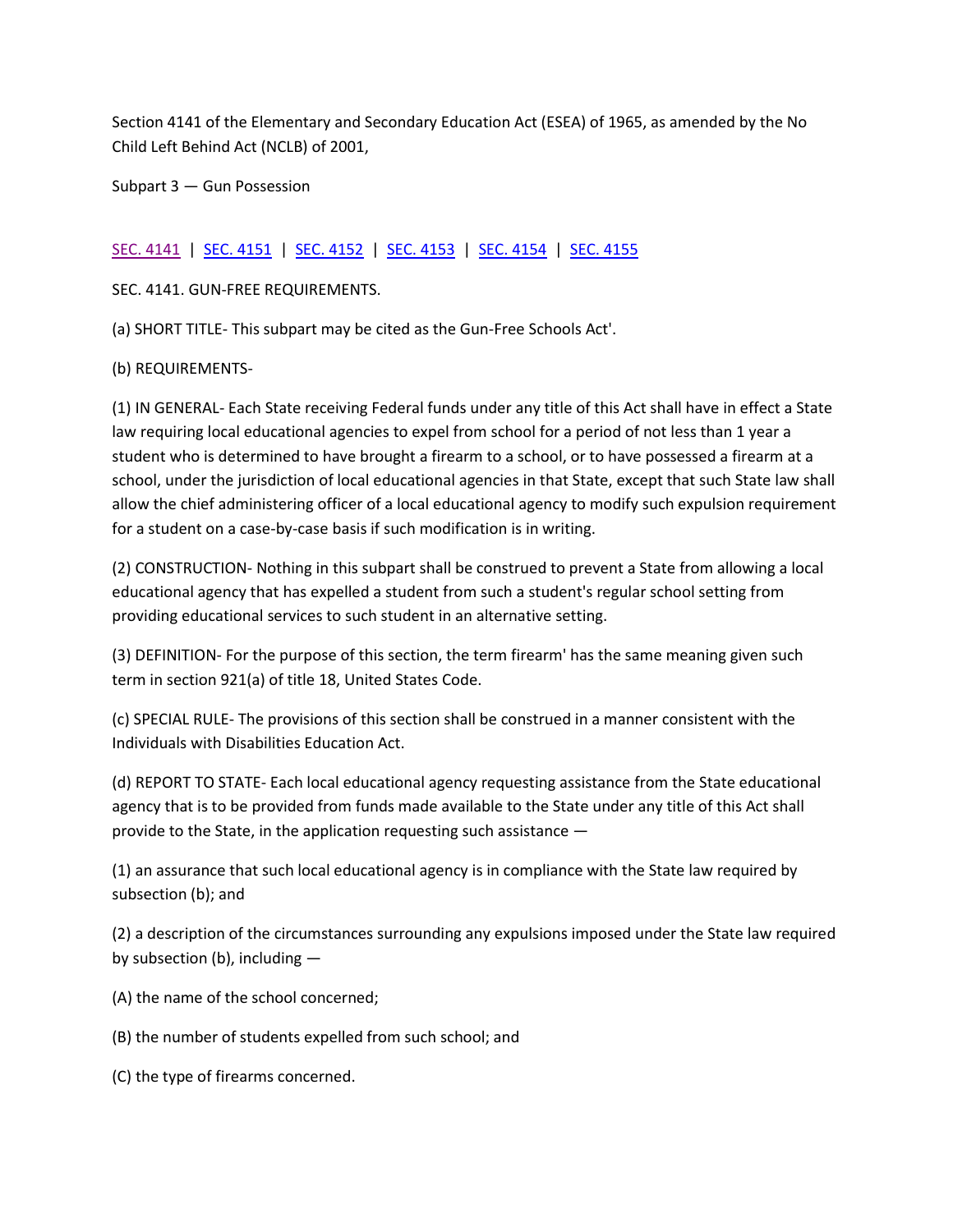Section 4141 of the Elementary and Secondary Education Act (ESEA) of 1965, as amended by the No Child Left Behind Act (NCLB) of 2001,

Subpart 3 — Gun Possession

SEC. 4141 | SEC. 4151 | SEC. 4152 | SEC. 4153 | SEC. 4154 | SEC. 4155

SEC. 4141. GUN-FREE REQUIREMENTS.

(a) SHORT TITLE- This subpart may be cited as the Gun-Free Schools Act'.

(b) REQUIREMENTS-

(1) IN GENERAL- Each State receiving Federal funds under any title of this Act shall have in effect a State law requiring local educational agencies to expel from school for a period of not less than 1 year a student who is determined to have brought a firearm to a school, or to have possessed a firearm at a school, under the jurisdiction of local educational agencies in that State, except that such State law shall allow the chief administering officer of a local educational agency to modify such expulsion requirement for a student on a case-by-case basis if such modification is in writing.

(2) CONSTRUCTION- Nothing in this subpart shall be construed to prevent a State from allowing a local educational agency that has expelled a student from such a student's regular school setting from providing educational services to such student in an alternative setting.

(3) DEFINITION- For the purpose of this section, the term firearm' has the same meaning given such term in section 921(a) of title 18, United States Code.

(c) SPECIAL RULE- The provisions of this section shall be construed in a manner consistent with the Individuals with Disabilities Education Act.

(d) REPORT TO STATE- Each local educational agency requesting assistance from the State educational agency that is to be provided from funds made available to the State under any title of this Act shall provide to the State, in the application requesting such assistance —

(1) an assurance that such local educational agency is in compliance with the State law required by subsection (b); and

(2) a description of the circumstances surrounding any expulsions imposed under the State law required by subsection (b), including —

(A) the name of the school concerned;

(B) the number of students expelled from such school; and

(C) the type of firearms concerned.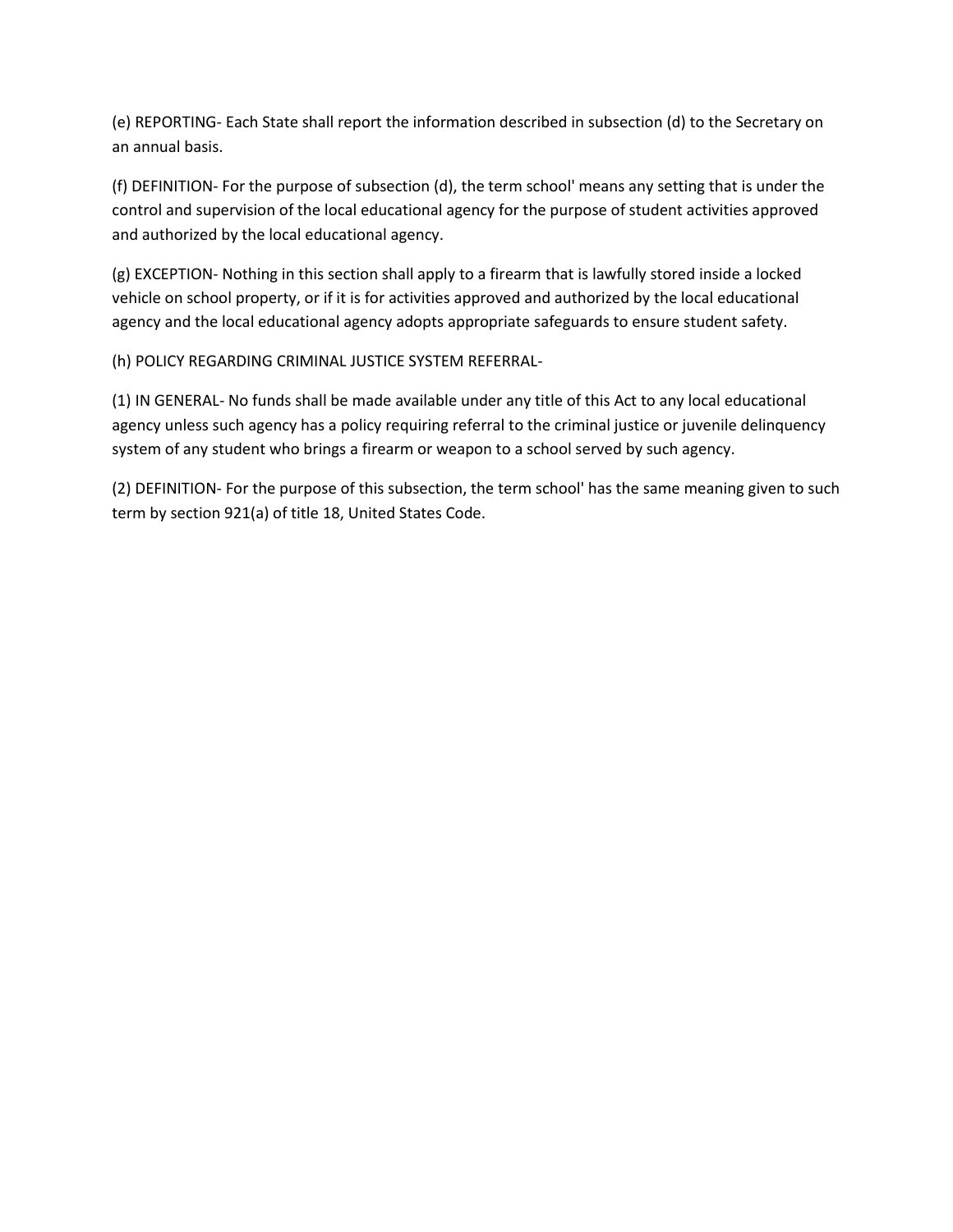(e) REPORTING- Each State shall report the information described in subsection (d) to the Secretary on an annual basis.

(f) DEFINITION- For the purpose of subsection (d), the term school' means any setting that is under the control and supervision of the local educational agency for the purpose of student activities approved and authorized by the local educational agency.

(g) EXCEPTION- Nothing in this section shall apply to a firearm that is lawfully stored inside a locked vehicle on school property, or if it is for activities approved and authorized by the local educational agency and the local educational agency adopts appropriate safeguards to ensure student safety.

(h) POLICY REGARDING CRIMINAL JUSTICE SYSTEM REFERRAL-

(1) IN GENERAL- No funds shall be made available under any title of this Act to any local educational agency unless such agency has a policy requiring referral to the criminal justice or juvenile delinquency system of any student who brings a firearm or weapon to a school served by such agency.

(2) DEFINITION- For the purpose of this subsection, the term school' has the same meaning given to such term by section 921(a) of title 18, United States Code.